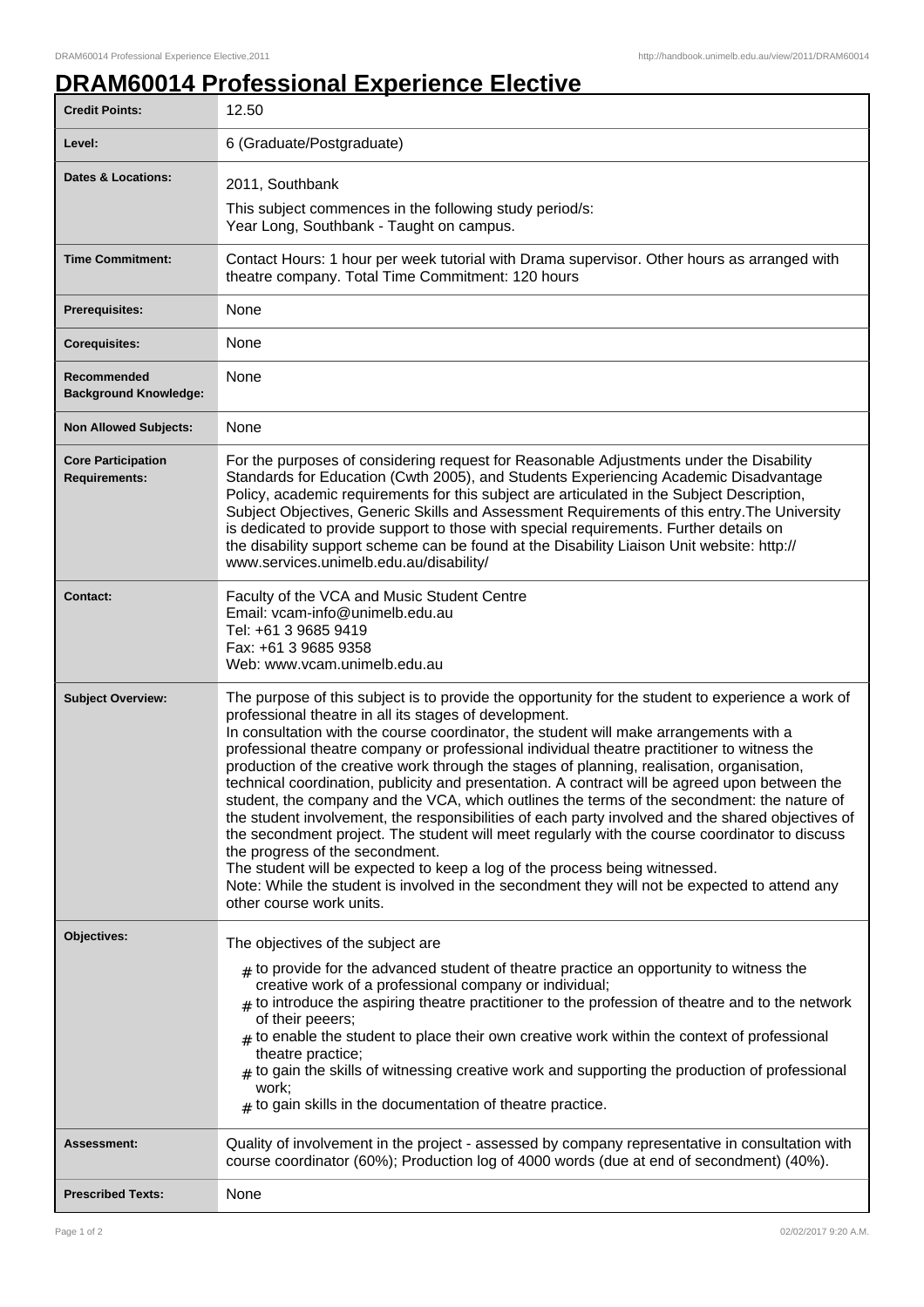# DRAM60014 Professional Experience Elective

| | |
|---|---|
| **Credit Points:** | 12.50 |
| **Level:** | 6 (Graduate/Postgraduate) |
| **Dates & Locations:** | 2011, Southbank<br>This subject commences in the following study period/s:<br>Year Long, Southbank - Taught on campus. |
| **Time Commitment:** | Contact Hours: 1 hour per week tutorial with Drama supervisor. Other hours as arranged with theatre company. Total Time Commitment: 120 hours |
| **Prerequisites:** | None |
| **Corequisites:** | None |
| **Recommended Background Knowledge:** | None |
| **Non Allowed Subjects:** | None |
| **Core Participation Requirements:** | For the purposes of considering request for Reasonable Adjustments under the Disability Standards for Education (Cwth 2005), and Students Experiencing Academic Disadvantage Policy, academic requirements for this subject are articulated in the Subject Description, Subject Objectives, Generic Skills and Assessment Requirements of this entry.The University is dedicated to provide support to those with special requirements. Further details on the disability support scheme can be found at the Disability Liaison Unit website: http://www.services.unimelb.edu.au/disability/ |
| **Contact:** | Faculty of the VCA and Music Student Centre<br>Email: vcam-info@unimelb.edu.au<br>Tel: +61 3 9685 9419<br>Fax: +61 3 9685 9358<br>Web: www.vcam.unimelb.edu.au |
| **Subject Overview:** | The purpose of this subject is to provide the opportunity for the student to experience a work of professional theatre in all its stages of development.<br>In consultation with the course coordinator, the student will make arrangements with a professional theatre company or professional individual theatre practitioner to witness the production of the creative work through the stages of planning, realisation, organisation, technical coordination, publicity and presentation. A contract will be agreed upon between the student, the company and the VCA, which outlines the terms of the secondment: the nature of the student involvement, the responsibilities of each party involved and the shared objectives of the secondment project. The student will meet regularly with the course coordinator to discuss the progress of the secondment.<br>The student will be expected to keep a log of the process being witnessed.<br>Note: While the student is involved in the secondment they will not be expected to attend any other course work units. |
| **Objectives:** | The objectives of the subject are<br># to provide for the advanced student of theatre practice an opportunity to witness the creative work of a professional company or individual;<br># to introduce the aspiring theatre practitioner to the profession of theatre and to the network of their peeers;<br># to enable the student to place their own creative work within the context of professional theatre practice;<br># to gain the skills of witnessing creative work and supporting the production of professional work;<br># to gain skills in the documentation of theatre practice. |
| **Assessment:** | Quality of involvement in the project - assessed by company representative in consultation with course coordinator (60%); Production log of 4000 words (due at end of secondment) (40%). |
| **Prescribed Texts:** | None |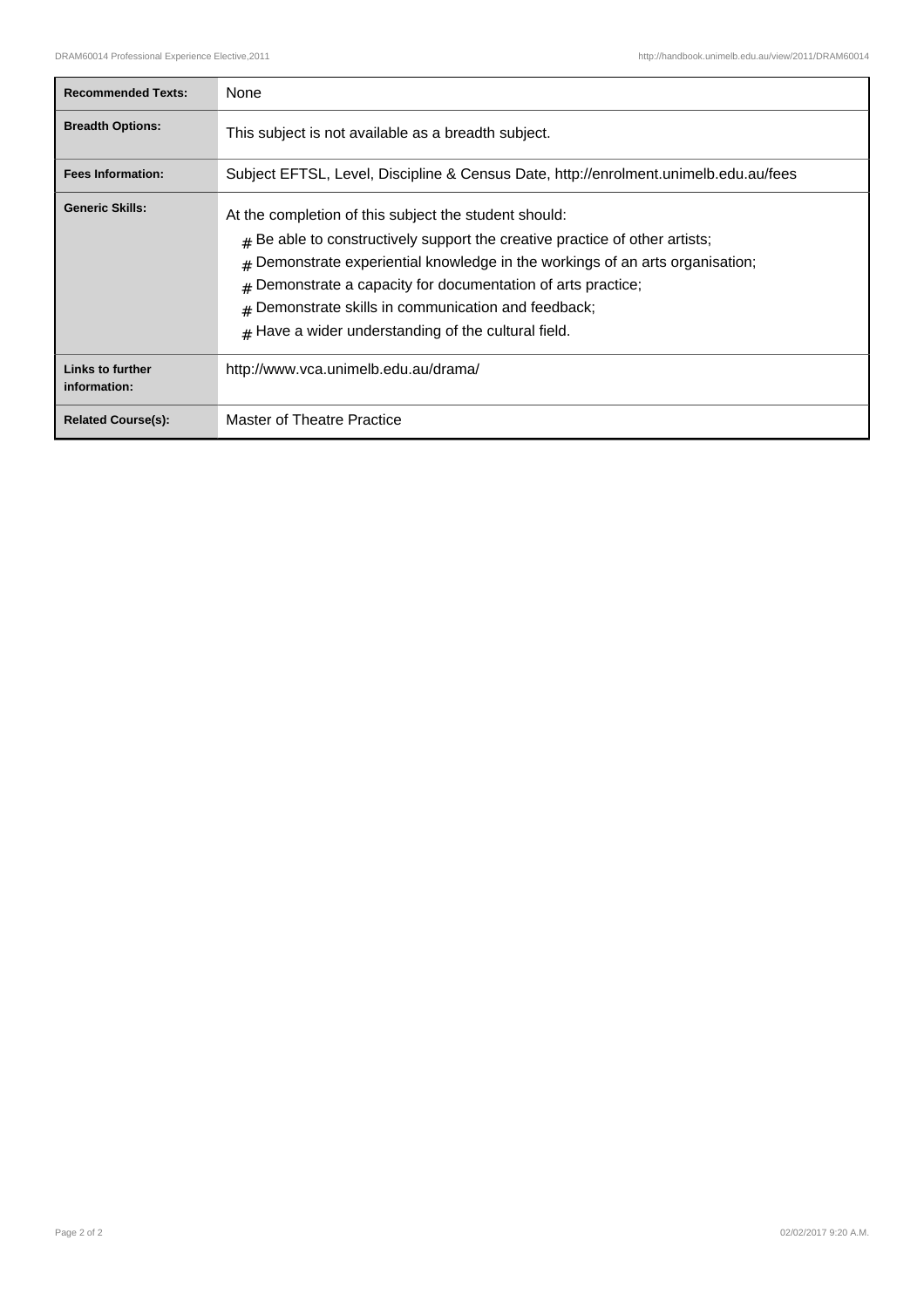| | |
|---|---|
| **Recommended Texts:** | None |
| **Breadth Options:** | This subject is not available as a breadth subject. |
| **Fees Information:** | Subject EFTSL, Level, Discipline & Census Date, http://enrolment.unimelb.edu.au/fees |
| **Generic Skills:** | At the completion of this subject the student should: <br> # Be able to constructively support the creative practice of other artists; <br> # Demonstrate experiential knowledge in the workings of an arts organisation; <br> # Demonstrate a capacity for documentation of arts practice; <br> # Demonstrate skills in communication and feedback; <br> # Have a wider understanding of the cultural field. |
| **Links to further information:** | http://www.vca.unimelb.edu.au/drama/ |
| **Related Course(s):** | Master of Theatre Practice |